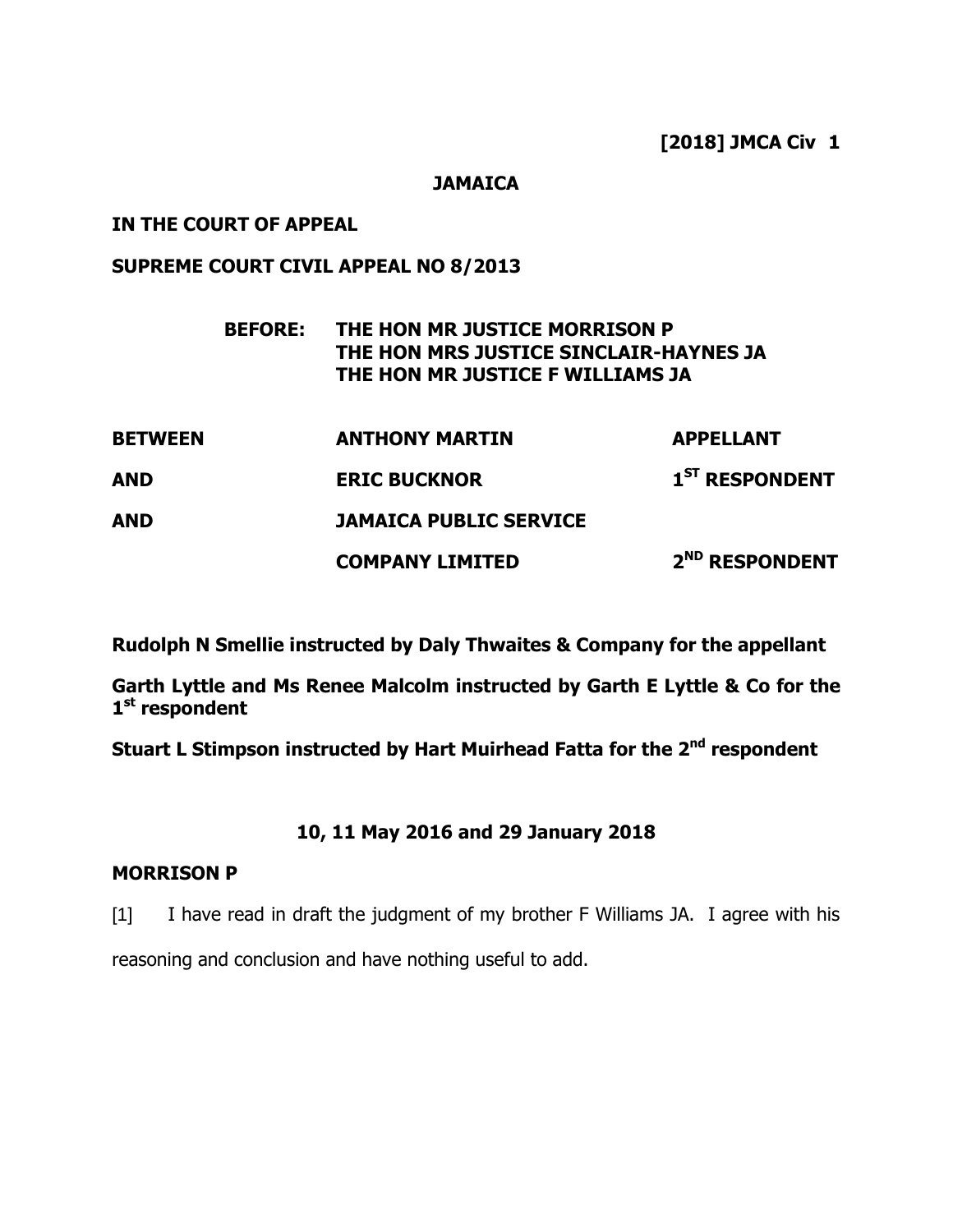**[2018] JMCA Civ 1**

**JAMAICA**

**IN THE COURT OF APPEAL**

**SUPREME COURT CIVIL APPEAL NO 8/2013**

**BEFORE: THE HON MR JUSTICE MORRISON P**
**THE HON MRS JUSTICE SINCLAIR-HAYNES JA**
**THE HON MR JUSTICE F WILLIAMS JA**

| | | |
|---|---|---|
| **BETWEEN** | **ANTHONY MARTIN** | **APPELLANT** |
| **AND** | **ERIC BUCKNOR** | **1ST RESPONDENT** |
| **AND** | **JAMAICA PUBLIC SERVICE COMPANY LIMITED** | **2ND RESPONDENT** |

**Rudolph N Smellie instructed by Daly Thwaites & Company for the appellant**

**Garth Lyttle and Ms Renee Malcolm instructed by Garth E Lyttle & Co for the 1st respondent**

**Stuart L Stimpson instructed by Hart Muirhead Fatta for the 2nd respondent**

**10, 11 May 2016 and 29 January 2018**

**MORRISON P**

[1] I have read in draft the judgment of my brother F Williams JA. I agree with his reasoning and conclusion and have nothing useful to add.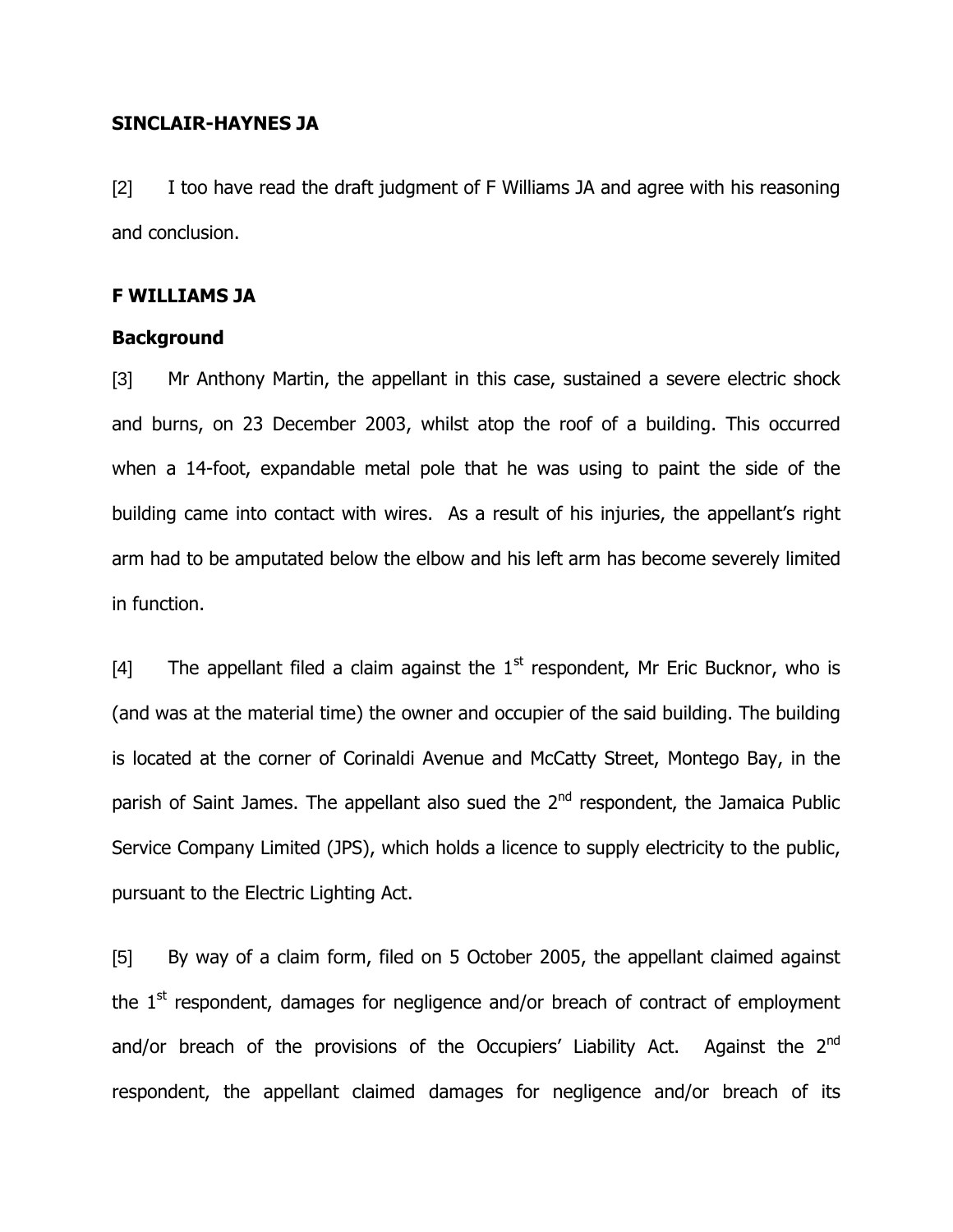**SINCLAIR-HAYNES JA**

[2] I too have read the draft judgment of F Williams JA and agree with his reasoning and conclusion.

**F WILLIAMS JA**

**Background**

[3] Mr Anthony Martin, the appellant in this case, sustained a severe electric shock and burns, on 23 December 2003, whilst atop the roof of a building. This occurred when a 14-foot, expandable metal pole that he was using to paint the side of the building came into contact with wires. As a result of his injuries, the appellant's right arm had to be amputated below the elbow and his left arm has become severely limited in function.

[4] The appellant filed a claim against the 1st respondent, Mr Eric Bucknor, who is (and was at the material time) the owner and occupier of the said building. The building is located at the corner of Corinaldi Avenue and McCatty Street, Montego Bay, in the parish of Saint James. The appellant also sued the 2nd respondent, the Jamaica Public Service Company Limited (JPS), which holds a licence to supply electricity to the public, pursuant to the Electric Lighting Act.

[5] By way of a claim form, filed on 5 October 2005, the appellant claimed against the 1st respondent, damages for negligence and/or breach of contract of employment and/or breach of the provisions of the Occupiers' Liability Act. Against the 2nd respondent, the appellant claimed damages for negligence and/or breach of its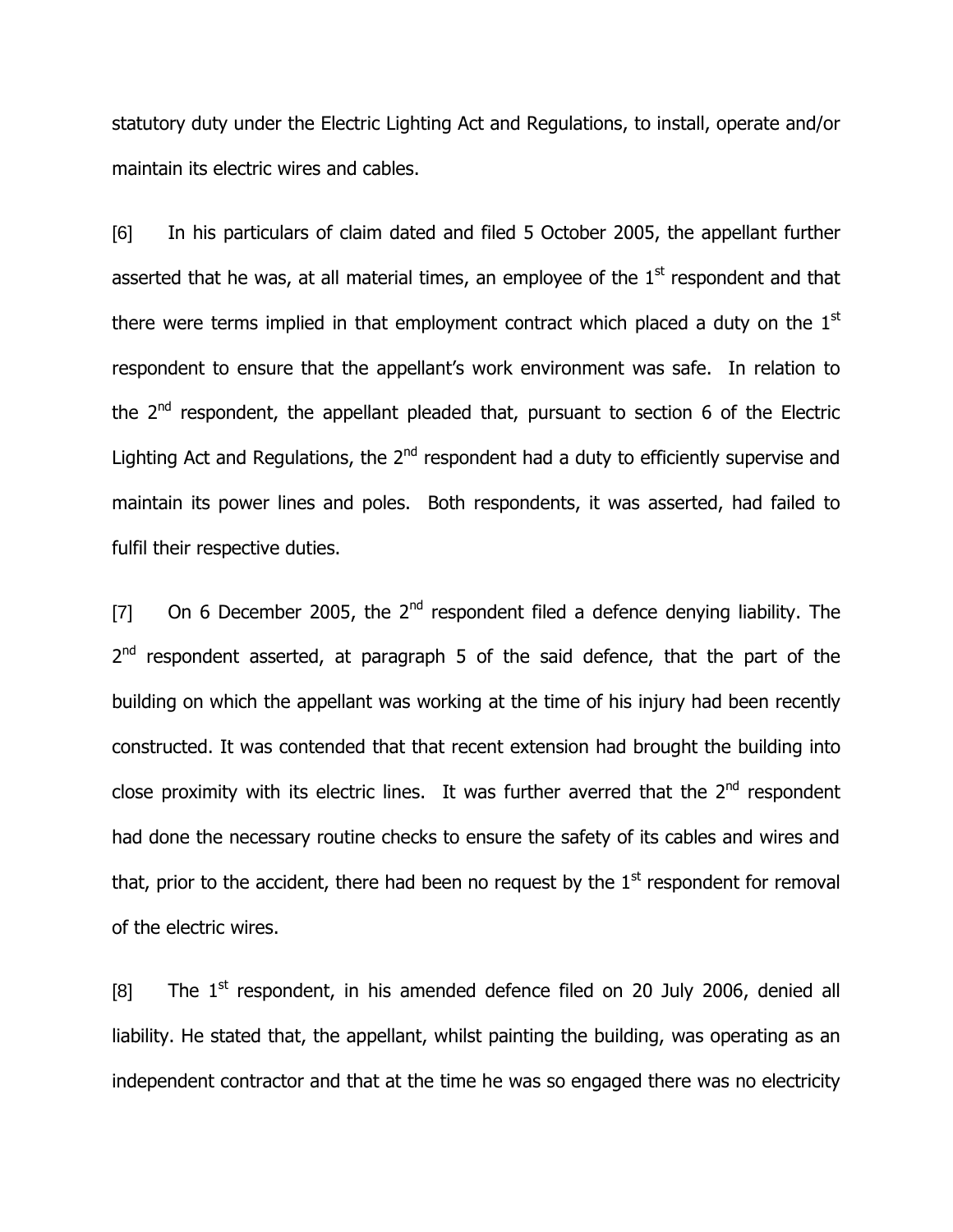statutory duty under the Electric Lighting Act and Regulations, to install, operate and/or maintain its electric wires and cables.

[6] In his particulars of claim dated and filed 5 October 2005, the appellant further asserted that he was, at all material times, an employee of the 1st respondent and that there were terms implied in that employment contract which placed a duty on the 1st respondent to ensure that the appellant's work environment was safe. In relation to the 2nd respondent, the appellant pleaded that, pursuant to section 6 of the Electric Lighting Act and Regulations, the 2nd respondent had a duty to efficiently supervise and maintain its power lines and poles. Both respondents, it was asserted, had failed to fulfil their respective duties.

[7] On 6 December 2005, the 2nd respondent filed a defence denying liability. The 2nd respondent asserted, at paragraph 5 of the said defence, that the part of the building on which the appellant was working at the time of his injury had been recently constructed. It was contended that that recent extension had brought the building into close proximity with its electric lines. It was further averred that the 2nd respondent had done the necessary routine checks to ensure the safety of its cables and wires and that, prior to the accident, there had been no request by the 1st respondent for removal of the electric wires.

[8] The 1st respondent, in his amended defence filed on 20 July 2006, denied all liability. He stated that, the appellant, whilst painting the building, was operating as an independent contractor and that at the time he was so engaged there was no electricity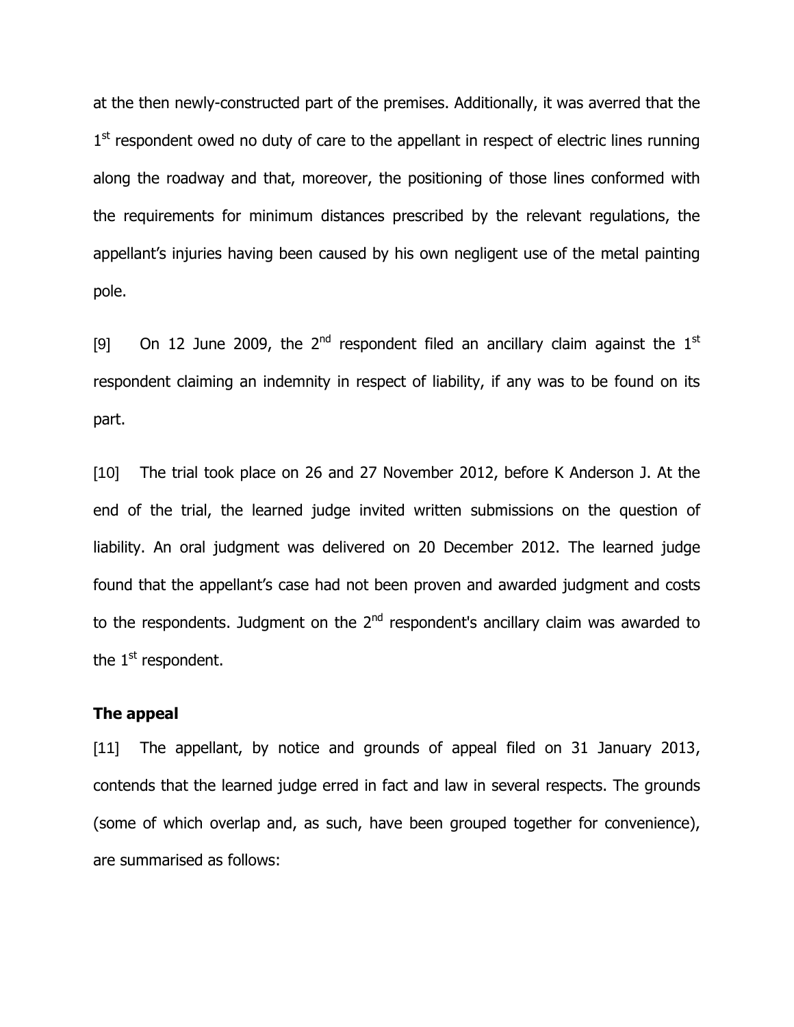at the then newly-constructed part of the premises. Additionally, it was averred that the 1st respondent owed no duty of care to the appellant in respect of electric lines running along the roadway and that, moreover, the positioning of those lines conformed with the requirements for minimum distances prescribed by the relevant regulations, the appellant's injuries having been caused by his own negligent use of the metal painting pole.

[9] On 12 June 2009, the 2nd respondent filed an ancillary claim against the 1st respondent claiming an indemnity in respect of liability, if any was to be found on its part.

[10] The trial took place on 26 and 27 November 2012, before K Anderson J. At the end of the trial, the learned judge invited written submissions on the question of liability. An oral judgment was delivered on 20 December 2012. The learned judge found that the appellant's case had not been proven and awarded judgment and costs to the respondents. Judgment on the 2nd respondent's ancillary claim was awarded to the 1st respondent.

**The appeal**

[11] The appellant, by notice and grounds of appeal filed on 31 January 2013, contends that the learned judge erred in fact and law in several respects. The grounds (some of which overlap and, as such, have been grouped together for convenience), are summarised as follows: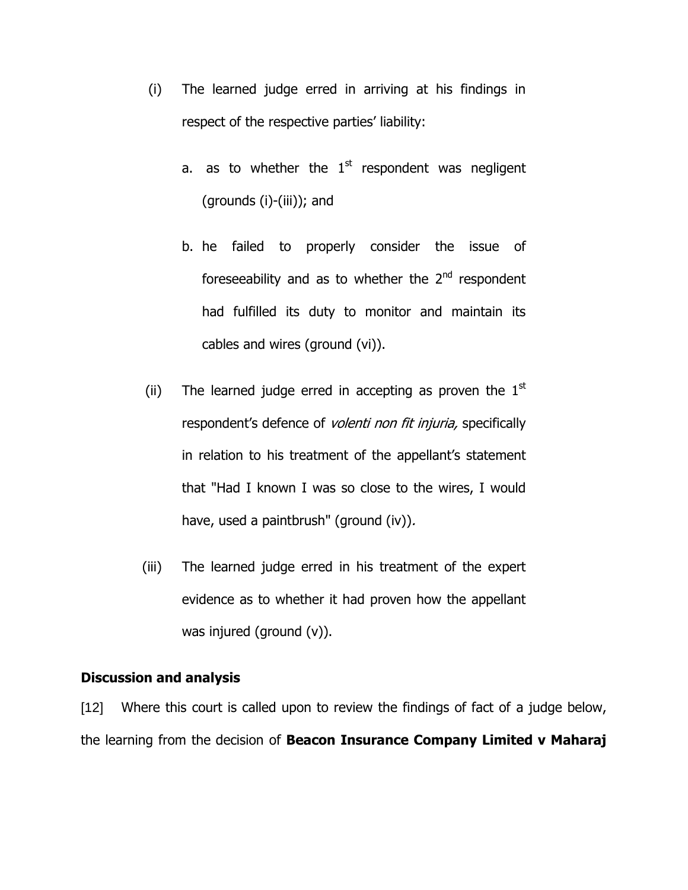(i) The learned judge erred in arriving at his findings in respect of the respective parties' liability:

   a. as to whether the 1st respondent was negligent (grounds (i)-(iii)); and

   b. he failed to properly consider the issue of foreseeability and as to whether the 2nd respondent had fulfilled its duty to monitor and maintain its cables and wires (ground (vi)).

(ii) The learned judge erred in accepting as proven the 1st respondent's defence of *volenti non fit injuria,* specifically in relation to his treatment of the appellant's statement that "Had I known I was so close to the wires, I would have, used a paintbrush" (ground (iv)).

(iii) The learned judge erred in his treatment of the expert evidence as to whether it had proven how the appellant was injured (ground (v)).

**Discussion and analysis**

[12] Where this court is called upon to review the findings of fact of a judge below, the learning from the decision of **Beacon Insurance Company Limited v Maharaj**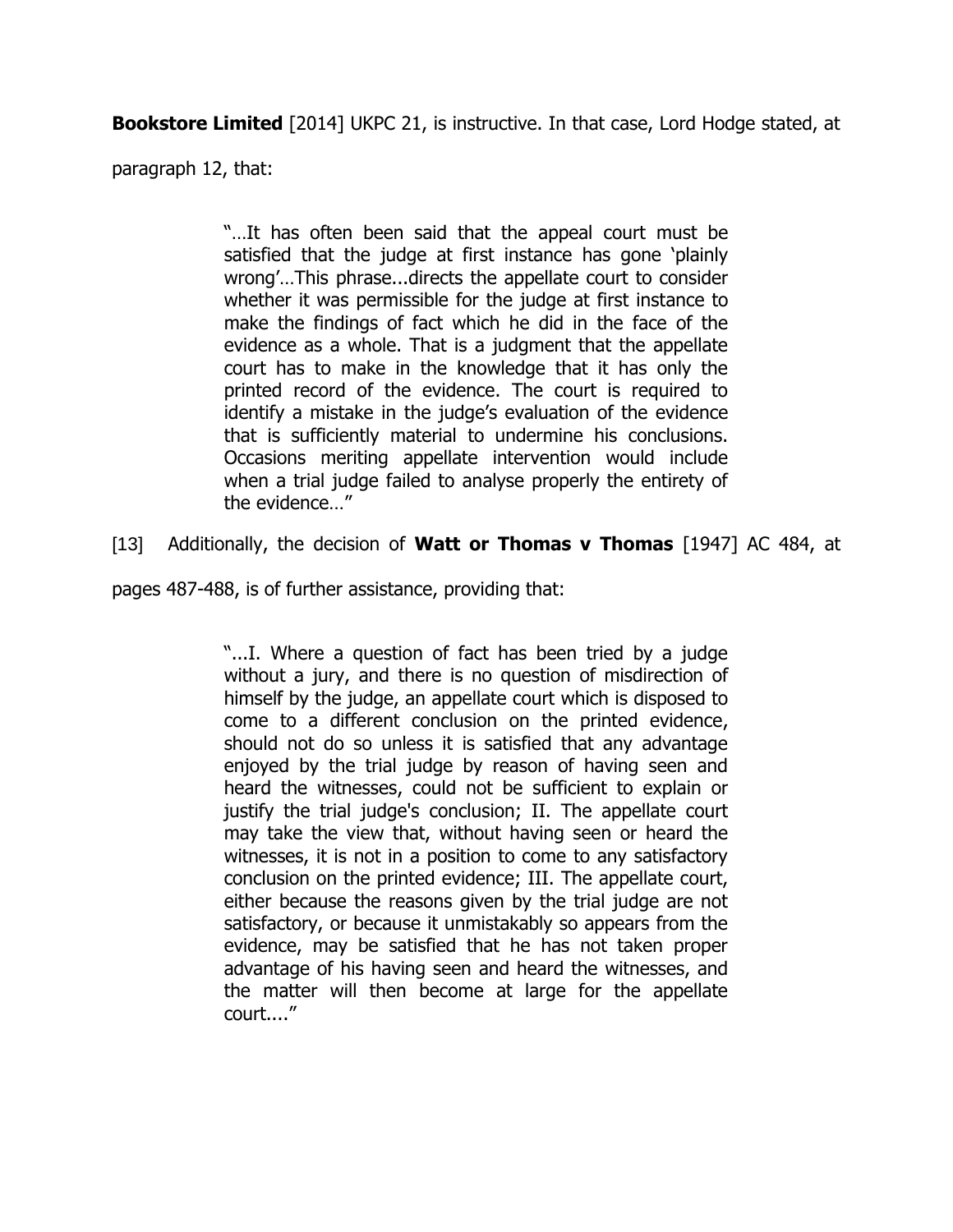**Bookstore Limited** [2014] UKPC 21, is instructive. In that case, Lord Hodge stated, at paragraph 12, that:

> "…It has often been said that the appeal court must be satisfied that the judge at first instance has gone 'plainly wrong'…This phrase...directs the appellate court to consider whether it was permissible for the judge at first instance to make the findings of fact which he did in the face of the evidence as a whole. That is a judgment that the appellate court has to make in the knowledge that it has only the printed record of the evidence. The court is required to identify a mistake in the judge's evaluation of the evidence that is sufficiently material to undermine his conclusions. Occasions meriting appellate intervention would include when a trial judge failed to analyse properly the entirety of the evidence…"

[13] Additionally, the decision of **Watt or Thomas v Thomas** [1947] AC 484, at pages 487-488, is of further assistance, providing that:

> "...I. Where a question of fact has been tried by a judge without a jury, and there is no question of misdirection of himself by the judge, an appellate court which is disposed to come to a different conclusion on the printed evidence, should not do so unless it is satisfied that any advantage enjoyed by the trial judge by reason of having seen and heard the witnesses, could not be sufficient to explain or justify the trial judge's conclusion; II. The appellate court may take the view that, without having seen or heard the witnesses, it is not in a position to come to any satisfactory conclusion on the printed evidence; III. The appellate court, either because the reasons given by the trial judge are not satisfactory, or because it unmistakably so appears from the evidence, may be satisfied that he has not taken proper advantage of his having seen and heard the witnesses, and the matter will then become at large for the appellate court...."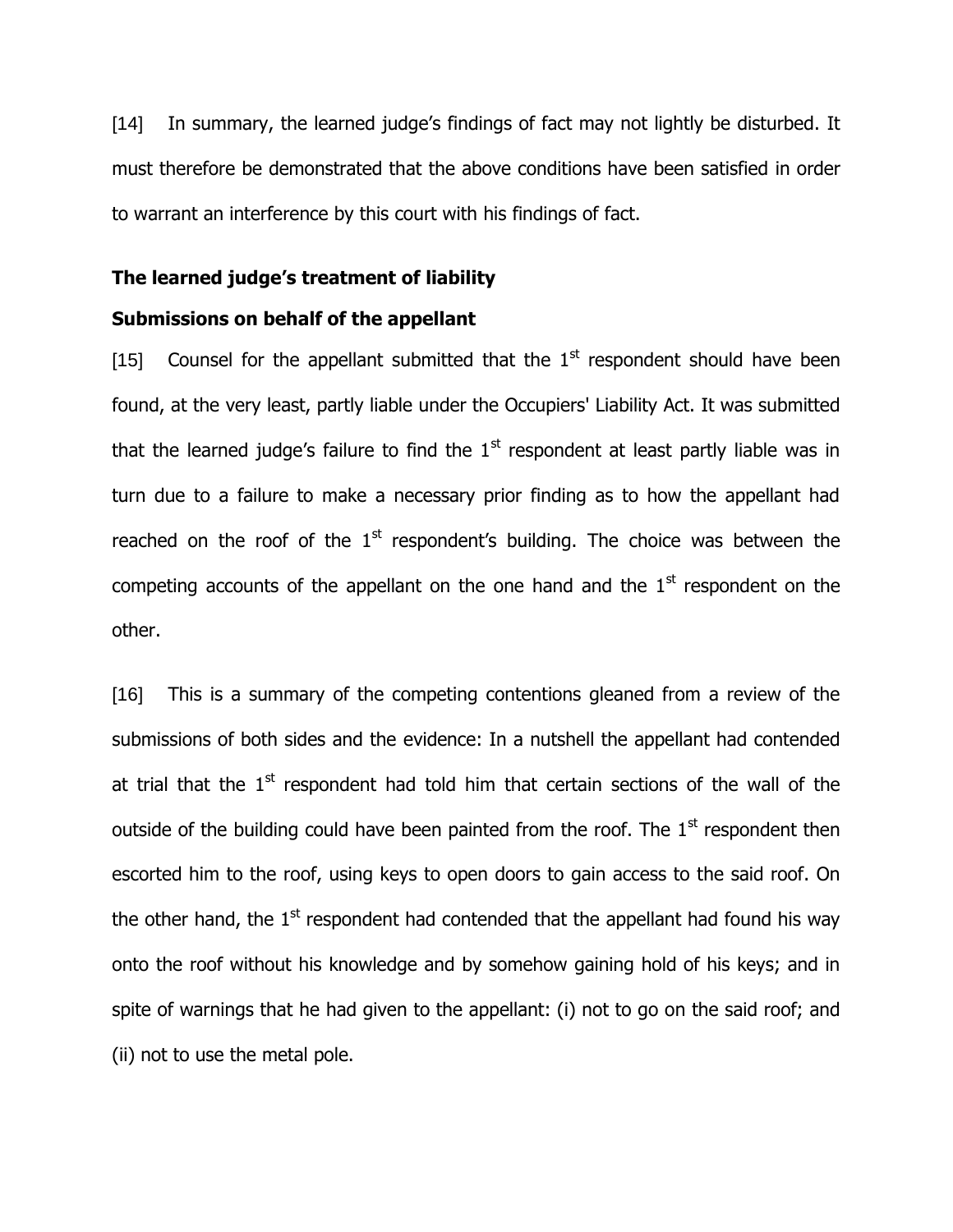[14] In summary, the learned judge's findings of fact may not lightly be disturbed. It must therefore be demonstrated that the above conditions have been satisfied in order to warrant an interference by this court with his findings of fact.

**The learned judge's treatment of liability**

**Submissions on behalf of the appellant**

[15] Counsel for the appellant submitted that the 1st respondent should have been found, at the very least, partly liable under the Occupiers' Liability Act. It was submitted that the learned judge's failure to find the 1st respondent at least partly liable was in turn due to a failure to make a necessary prior finding as to how the appellant had reached on the roof of the 1st respondent's building. The choice was between the competing accounts of the appellant on the one hand and the 1st respondent on the other.

[16] This is a summary of the competing contentions gleaned from a review of the submissions of both sides and the evidence: In a nutshell the appellant had contended at trial that the 1st respondent had told him that certain sections of the wall of the outside of the building could have been painted from the roof. The 1st respondent then escorted him to the roof, using keys to open doors to gain access to the said roof. On the other hand, the 1st respondent had contended that the appellant had found his way onto the roof without his knowledge and by somehow gaining hold of his keys; and in spite of warnings that he had given to the appellant: (i) not to go on the said roof; and (ii) not to use the metal pole.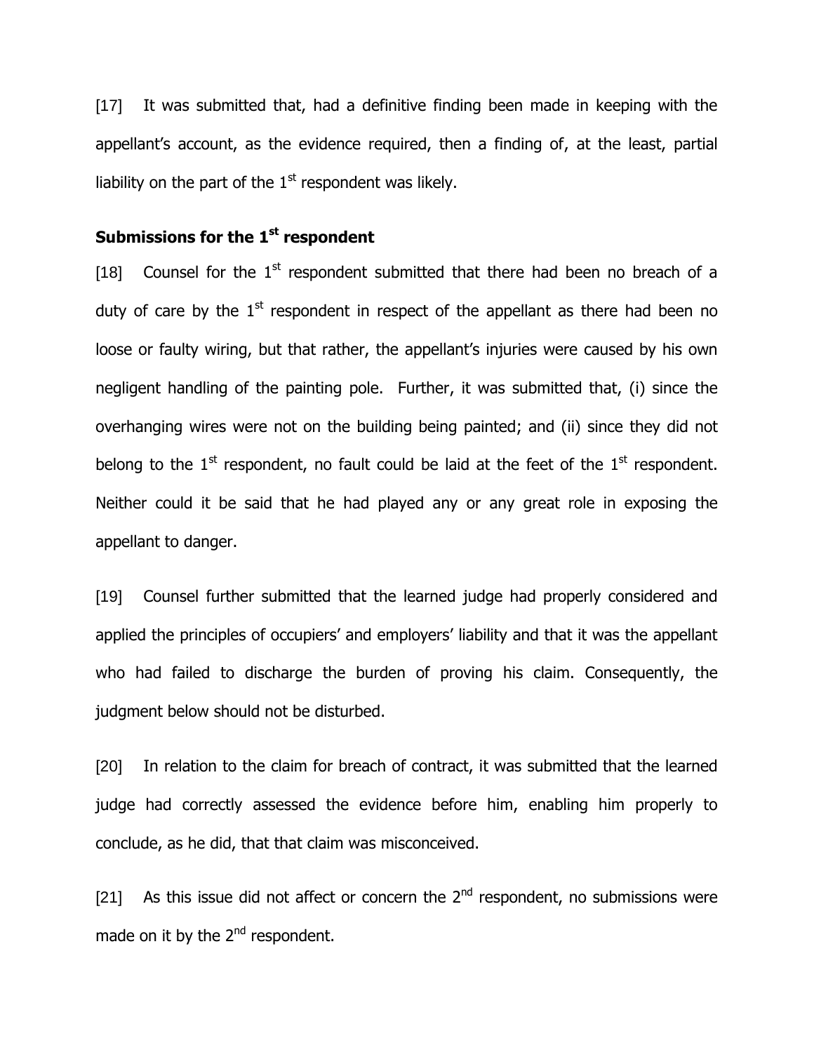[17] It was submitted that, had a definitive finding been made in keeping with the appellant's account, as the evidence required, then a finding of, at the least, partial liability on the part of the 1st respondent was likely.

### Submissions for the 1st respondent

[18] Counsel for the 1st respondent submitted that there had been no breach of a duty of care by the 1st respondent in respect of the appellant as there had been no loose or faulty wiring, but that rather, the appellant's injuries were caused by his own negligent handling of the painting pole. Further, it was submitted that, (i) since the overhanging wires were not on the building being painted; and (ii) since they did not belong to the 1st respondent, no fault could be laid at the feet of the 1st respondent. Neither could it be said that he had played any or any great role in exposing the appellant to danger.

[19] Counsel further submitted that the learned judge had properly considered and applied the principles of occupiers' and employers' liability and that it was the appellant who had failed to discharge the burden of proving his claim. Consequently, the judgment below should not be disturbed.

[20] In relation to the claim for breach of contract, it was submitted that the learned judge had correctly assessed the evidence before him, enabling him properly to conclude, as he did, that that claim was misconceived.

[21] As this issue did not affect or concern the 2nd respondent, no submissions were made on it by the 2nd respondent.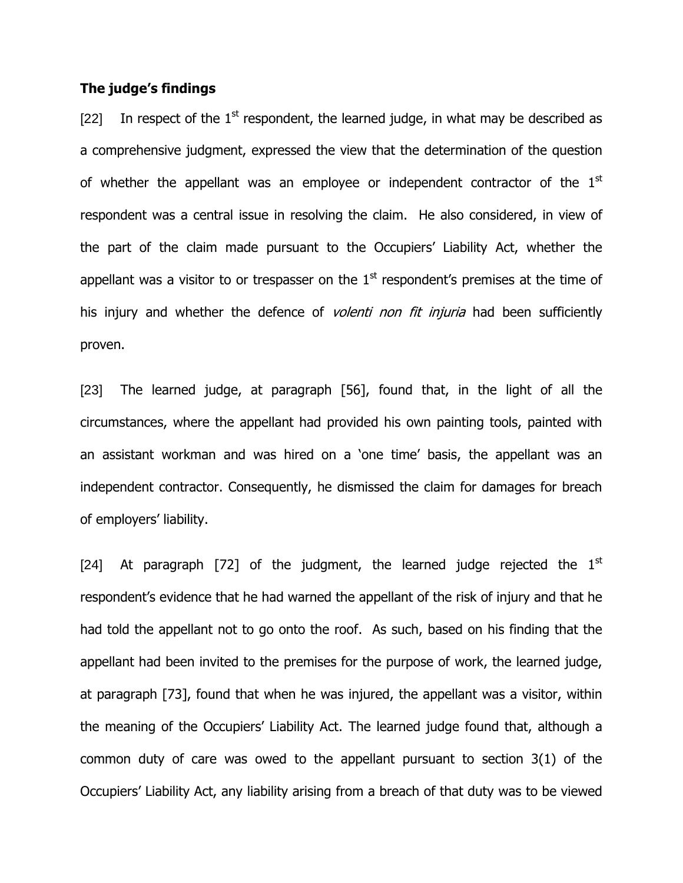**The judge's findings**

[22] In respect of the 1st respondent, the learned judge, in what may be described as a comprehensive judgment, expressed the view that the determination of the question of whether the appellant was an employee or independent contractor of the 1st respondent was a central issue in resolving the claim. He also considered, in view of the part of the claim made pursuant to the Occupiers' Liability Act, whether the appellant was a visitor to or trespasser on the 1st respondent's premises at the time of his injury and whether the defence of *volenti non fit injuria* had been sufficiently proven.

[23] The learned judge, at paragraph [56], found that, in the light of all the circumstances, where the appellant had provided his own painting tools, painted with an assistant workman and was hired on a 'one time' basis, the appellant was an independent contractor. Consequently, he dismissed the claim for damages for breach of employers' liability.

[24] At paragraph [72] of the judgment, the learned judge rejected the 1st respondent's evidence that he had warned the appellant of the risk of injury and that he had told the appellant not to go onto the roof. As such, based on his finding that the appellant had been invited to the premises for the purpose of work, the learned judge, at paragraph [73], found that when he was injured, the appellant was a visitor, within the meaning of the Occupiers' Liability Act. The learned judge found that, although a common duty of care was owed to the appellant pursuant to section 3(1) of the Occupiers' Liability Act, any liability arising from a breach of that duty was to be viewed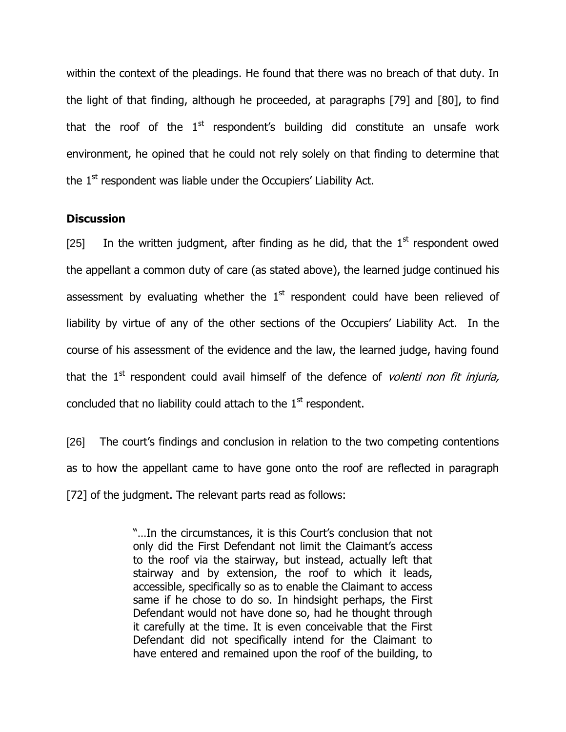within the context of the pleadings. He found that there was no breach of that duty. In the light of that finding, although he proceeded, at paragraphs [79] and [80], to find that the roof of the 1st respondent's building did constitute an unsafe work environment, he opined that he could not rely solely on that finding to determine that the 1st respondent was liable under the Occupiers' Liability Act.

**Discussion**

[25] In the written judgment, after finding as he did, that the 1st respondent owed the appellant a common duty of care (as stated above), the learned judge continued his assessment by evaluating whether the 1st respondent could have been relieved of liability by virtue of any of the other sections of the Occupiers' Liability Act. In the course of his assessment of the evidence and the law, the learned judge, having found that the 1st respondent could avail himself of the defence of *volenti non fit injuria,* concluded that no liability could attach to the 1st respondent.

[26] The court's findings and conclusion in relation to the two competing contentions as to how the appellant came to have gone onto the roof are reflected in paragraph [72] of the judgment. The relevant parts read as follows:

> "…In the circumstances, it is this Court's conclusion that not only did the First Defendant not limit the Claimant's access to the roof via the stairway, but instead, actually left that stairway and by extension, the roof to which it leads, accessible, specifically so as to enable the Claimant to access same if he chose to do so. In hindsight perhaps, the First Defendant would not have done so, had he thought through it carefully at the time. It is even conceivable that the First Defendant did not specifically intend for the Claimant to have entered and remained upon the roof of the building, to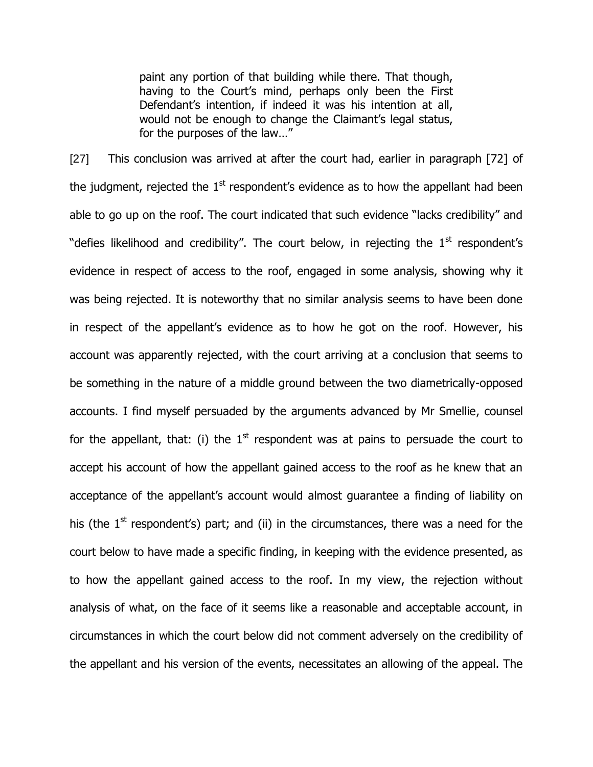> paint any portion of that building while there. That though, having to the Court's mind, perhaps only been the First Defendant's intention, if indeed it was his intention at all, would not be enough to change the Claimant's legal status, for the purposes of the law…"

[27] This conclusion was arrived at after the court had, earlier in paragraph [72] of the judgment, rejected the 1st respondent's evidence as to how the appellant had been able to go up on the roof. The court indicated that such evidence "lacks credibility" and "defies likelihood and credibility". The court below, in rejecting the 1st respondent's evidence in respect of access to the roof, engaged in some analysis, showing why it was being rejected. It is noteworthy that no similar analysis seems to have been done in respect of the appellant's evidence as to how he got on the roof. However, his account was apparently rejected, with the court arriving at a conclusion that seems to be something in the nature of a middle ground between the two diametrically-opposed accounts. I find myself persuaded by the arguments advanced by Mr Smellie, counsel for the appellant, that: (i) the 1st respondent was at pains to persuade the court to accept his account of how the appellant gained access to the roof as he knew that an acceptance of the appellant's account would almost guarantee a finding of liability on his (the 1st respondent's) part; and (ii) in the circumstances, there was a need for the court below to have made a specific finding, in keeping with the evidence presented, as to how the appellant gained access to the roof. In my view, the rejection without analysis of what, on the face of it seems like a reasonable and acceptable account, in circumstances in which the court below did not comment adversely on the credibility of the appellant and his version of the events, necessitates an allowing of the appeal. The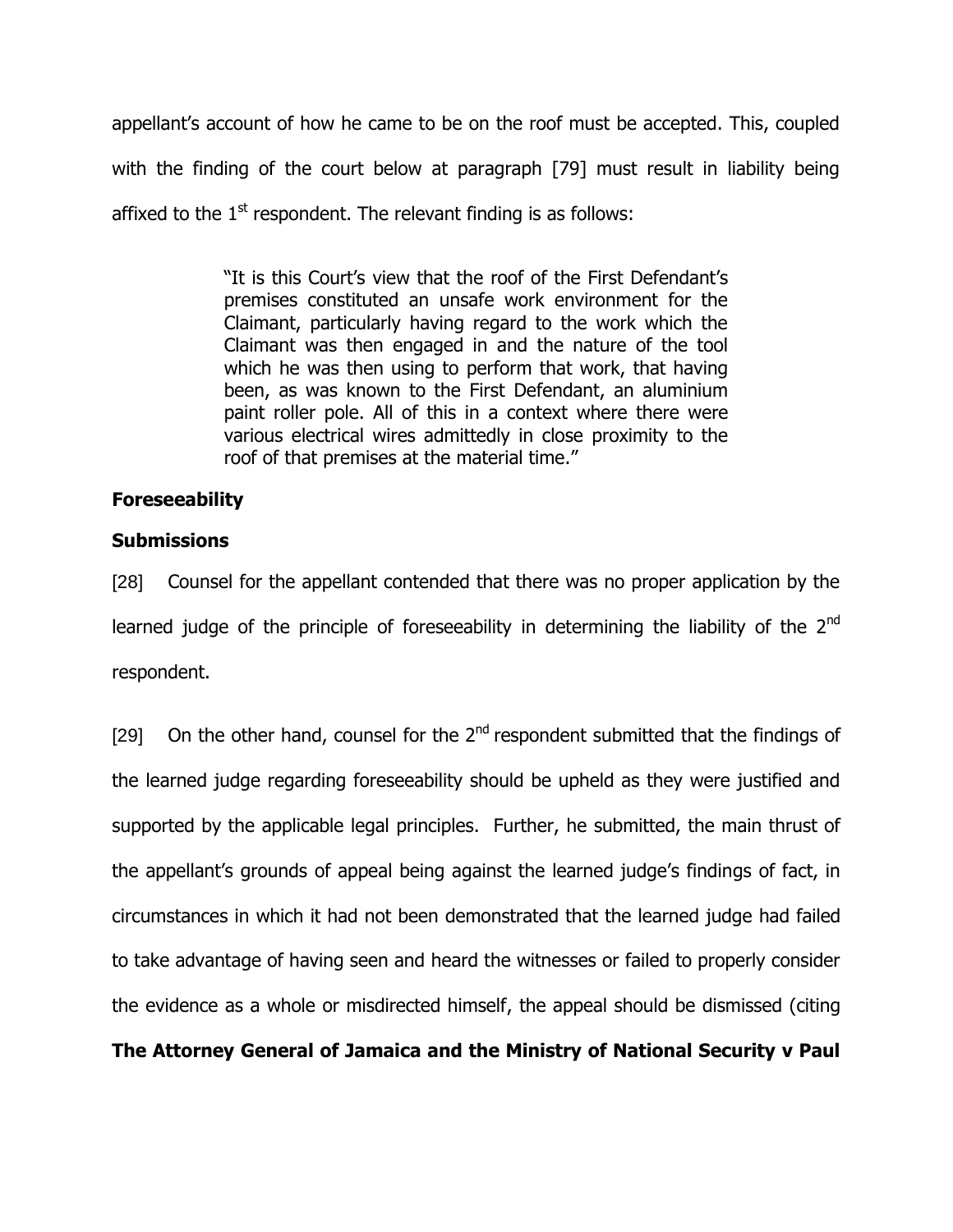appellant's account of how he came to be on the roof must be accepted. This, coupled with the finding of the court below at paragraph [79] must result in liability being affixed to the 1st respondent. The relevant finding is as follows:

> "It is this Court's view that the roof of the First Defendant's premises constituted an unsafe work environment for the Claimant, particularly having regard to the work which the Claimant was then engaged in and the nature of the tool which he was then using to perform that work, that having been, as was known to the First Defendant, an aluminium paint roller pole. All of this in a context where there were various electrical wires admittedly in close proximity to the roof of that premises at the material time."

**Foreseeability**

**Submissions**

[28] Counsel for the appellant contended that there was no proper application by the learned judge of the principle of foreseeability in determining the liability of the 2nd respondent.

[29] On the other hand, counsel for the 2nd respondent submitted that the findings of the learned judge regarding foreseeability should be upheld as they were justified and supported by the applicable legal principles. Further, he submitted, the main thrust of the appellant's grounds of appeal being against the learned judge's findings of fact, in circumstances in which it had not been demonstrated that the learned judge had failed to take advantage of having seen and heard the witnesses or failed to properly consider the evidence as a whole or misdirected himself, the appeal should be dismissed (citing **The Attorney General of Jamaica and the Ministry of National Security v Paul**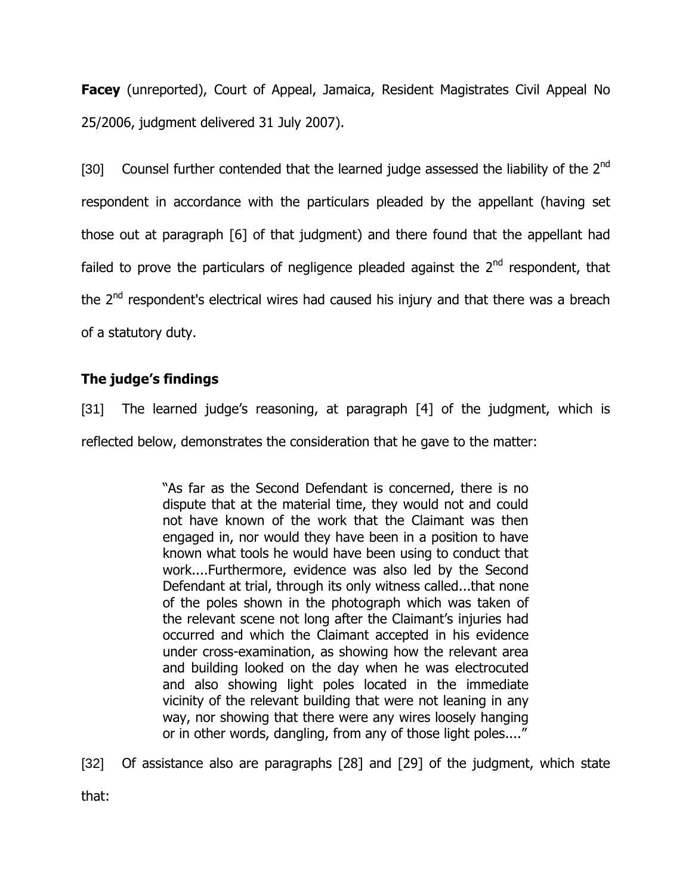**Facey** (unreported), Court of Appeal, Jamaica, Resident Magistrates Civil Appeal No 25/2006, judgment delivered 31 July 2007).

[30] Counsel further contended that the learned judge assessed the liability of the 2nd respondent in accordance with the particulars pleaded by the appellant (having set those out at paragraph [6] of that judgment) and there found that the appellant had failed to prove the particulars of negligence pleaded against the 2nd respondent, that the 2nd respondent's electrical wires had caused his injury and that there was a breach of a statutory duty.

### The judge's findings

[31] The learned judge's reasoning, at paragraph [4] of the judgment, which is reflected below, demonstrates the consideration that he gave to the matter:

> "As far as the Second Defendant is concerned, there is no dispute that at the material time, they would not and could not have known of the work that the Claimant was then engaged in, nor would they have been in a position to have known what tools he would have been using to conduct that work....Furthermore, evidence was also led by the Second Defendant at trial, through its only witness called...that none of the poles shown in the photograph which was taken of the relevant scene not long after the Claimant's injuries had occurred and which the Claimant accepted in his evidence under cross-examination, as showing how the relevant area and building looked on the day when he was electrocuted and also showing light poles located in the immediate vicinity of the relevant building that were not leaning in any way, nor showing that there were any wires loosely hanging or in other words, dangling, from any of those light poles...."

[32] Of assistance also are paragraphs [28] and [29] of the judgment, which state that: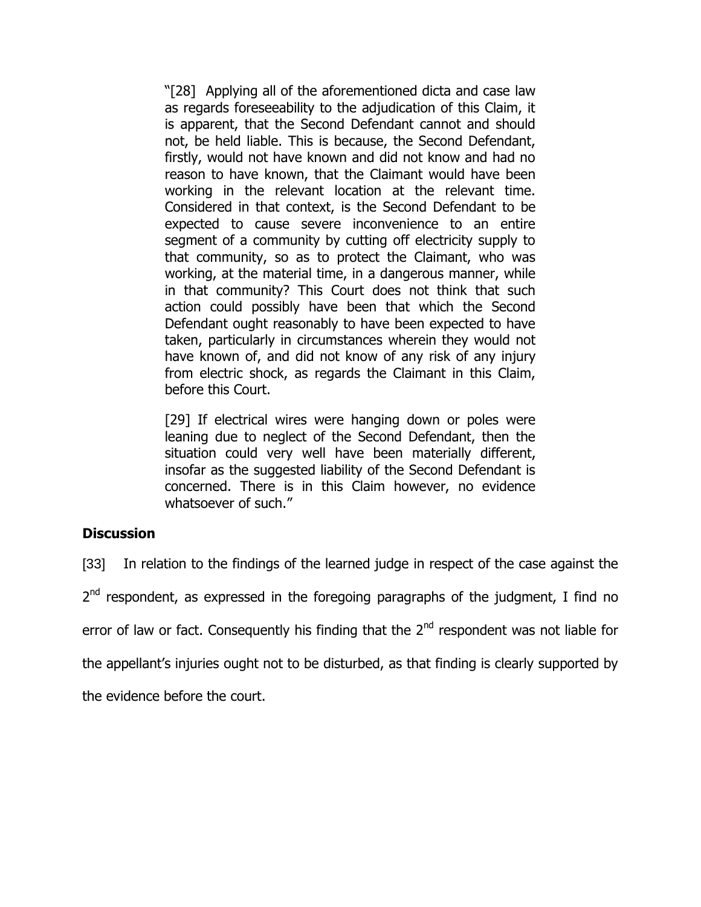> "[28] Applying all of the aforementioned dicta and case law as regards foreseeability to the adjudication of this Claim, it is apparent, that the Second Defendant cannot and should not, be held liable. This is because, the Second Defendant, firstly, would not have known and did not know and had no reason to have known, that the Claimant would have been working in the relevant location at the relevant time. Considered in that context, is the Second Defendant to be expected to cause severe inconvenience to an entire segment of a community by cutting off electricity supply to that community, so as to protect the Claimant, who was working, at the material time, in a dangerous manner, while in that community? This Court does not think that such action could possibly have been that which the Second Defendant ought reasonably to have been expected to have taken, particularly in circumstances wherein they would not have known of, and did not know of any risk of any injury from electric shock, as regards the Claimant in this Claim, before this Court.
>
> [29] If electrical wires were hanging down or poles were leaning due to neglect of the Second Defendant, then the situation could very well have been materially different, insofar as the suggested liability of the Second Defendant is concerned. There is in this Claim however, no evidence whatsoever of such."

### Discussion

[33] In relation to the findings of the learned judge in respect of the case against the 2nd respondent, as expressed in the foregoing paragraphs of the judgment, I find no error of law or fact. Consequently his finding that the 2nd respondent was not liable for the appellant's injuries ought not to be disturbed, as that finding is clearly supported by the evidence before the court.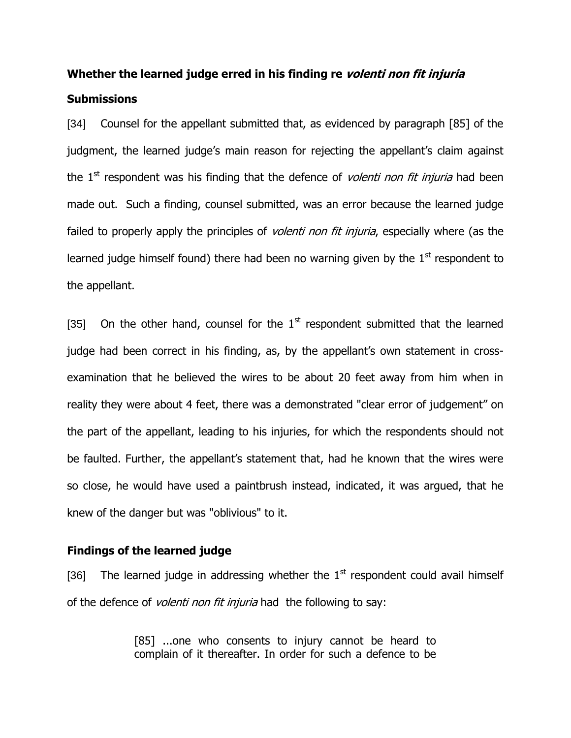**Whether the learned judge erred in his finding re *volenti non fit injuria***

**Submissions**

[34] Counsel for the appellant submitted that, as evidenced by paragraph [85] of the judgment, the learned judge's main reason for rejecting the appellant's claim against the 1st respondent was his finding that the defence of *volenti non fit injuria* had been made out. Such a finding, counsel submitted, was an error because the learned judge failed to properly apply the principles of *volenti non fit injuria*, especially where (as the learned judge himself found) there had been no warning given by the 1st respondent to the appellant.

[35] On the other hand, counsel for the 1st respondent submitted that the learned judge had been correct in his finding, as, by the appellant's own statement in cross-examination that he believed the wires to be about 20 feet away from him when in reality they were about 4 feet, there was a demonstrated "clear error of judgement" on the part of the appellant, leading to his injuries, for which the respondents should not be faulted. Further, the appellant's statement that, had he known that the wires were so close, he would have used a paintbrush instead, indicated, it was argued, that he knew of the danger but was "oblivious" to it.

**Findings of the learned judge**

[36] The learned judge in addressing whether the 1st respondent could avail himself of the defence of *volenti non fit injuria* had the following to say:

> [85] ...one who consents to injury cannot be heard to complain of it thereafter. In order for such a defence to be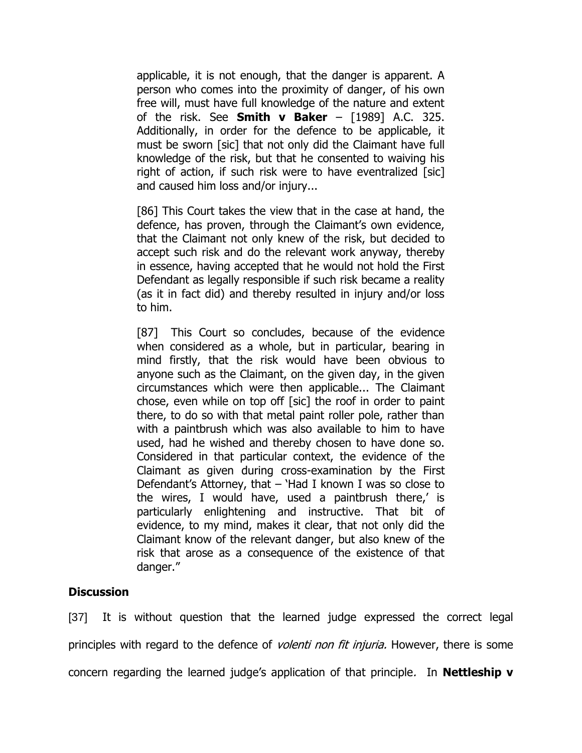applicable, it is not enough, that the danger is apparent. A person who comes into the proximity of danger, of his own free will, must have full knowledge of the nature and extent of the risk. See **Smith v Baker** – [1989] A.C. 325. Additionally, in order for the defence to be applicable, it must be sworn [sic] that not only did the Claimant have full knowledge of the risk, but that he consented to waiving his right of action, if such risk were to have eventralized [sic] and caused him loss and/or injury...

[86] This Court takes the view that in the case at hand, the defence, has proven, through the Claimant's own evidence, that the Claimant not only knew of the risk, but decided to accept such risk and do the relevant work anyway, thereby in essence, having accepted that he would not hold the First Defendant as legally responsible if such risk became a reality (as it in fact did) and thereby resulted in injury and/or loss to him.

[87] This Court so concludes, because of the evidence when considered as a whole, but in particular, bearing in mind firstly, that the risk would have been obvious to anyone such as the Claimant, on the given day, in the given circumstances which were then applicable... The Claimant chose, even while on top off [sic] the roof in order to paint there, to do so with that metal paint roller pole, rather than with a paintbrush which was also available to him to have used, had he wished and thereby chosen to have done so. Considered in that particular context, the evidence of the Claimant as given during cross-examination by the First Defendant's Attorney, that – 'Had I known I was so close to the wires, I would have, used a paintbrush there,' is particularly enlightening and instructive. That bit of evidence, to my mind, makes it clear, that not only did the Claimant know of the relevant danger, but also knew of the risk that arose as a consequence of the existence of that danger."

**Discussion**

[37] It is without question that the learned judge expressed the correct legal principles with regard to the defence of *volenti non fit injuria.* However, there is some concern regarding the learned judge's application of that principle. In **Nettleship v**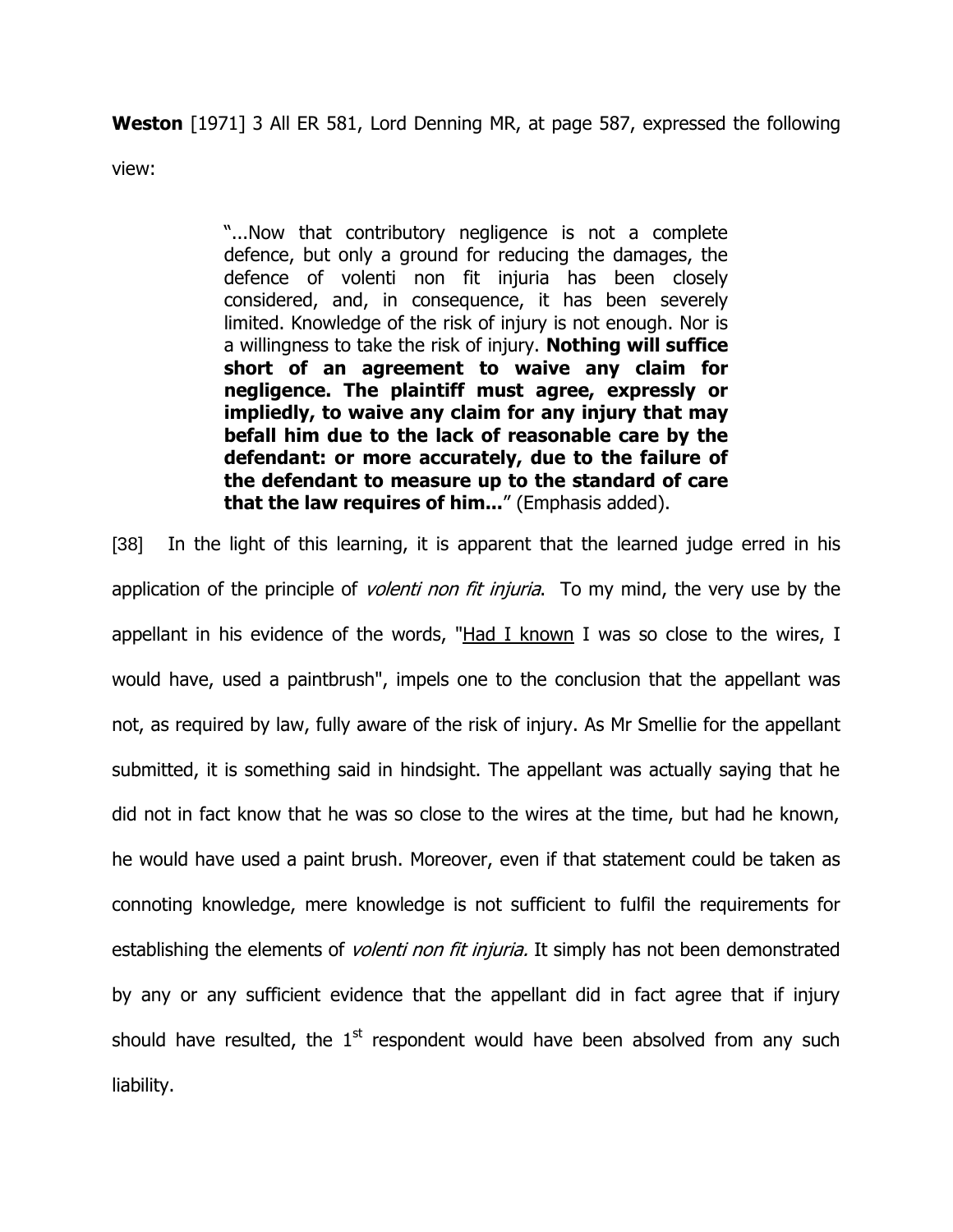**Weston** [1971] 3 All ER 581, Lord Denning MR, at page 587, expressed the following view:

> "...Now that contributory negligence is not a complete defence, but only a ground for reducing the damages, the defence of volenti non fit injuria has been closely considered, and, in consequence, it has been severely limited. Knowledge of the risk of injury is not enough. Nor is a willingness to take the risk of injury. **Nothing will suffice short of an agreement to waive any claim for negligence. The plaintiff must agree, expressly or impliedly, to waive any claim for any injury that may befall him due to the lack of reasonable care by the defendant: or more accurately, due to the failure of the defendant to measure up to the standard of care that the law requires of him...**" (Emphasis added).

[38] In the light of this learning, it is apparent that the learned judge erred in his application of the principle of *volenti non fit injuria*. To my mind, the very use by the appellant in his evidence of the words, "Had I known I was so close to the wires, I would have, used a paintbrush", impels one to the conclusion that the appellant was not, as required by law, fully aware of the risk of injury. As Mr Smellie for the appellant submitted, it is something said in hindsight. The appellant was actually saying that he did not in fact know that he was so close to the wires at the time, but had he known, he would have used a paint brush. Moreover, even if that statement could be taken as connoting knowledge, mere knowledge is not sufficient to fulfil the requirements for establishing the elements of *volenti non fit injuria.* It simply has not been demonstrated by any or any sufficient evidence that the appellant did in fact agree that if injury should have resulted, the 1st respondent would have been absolved from any such liability.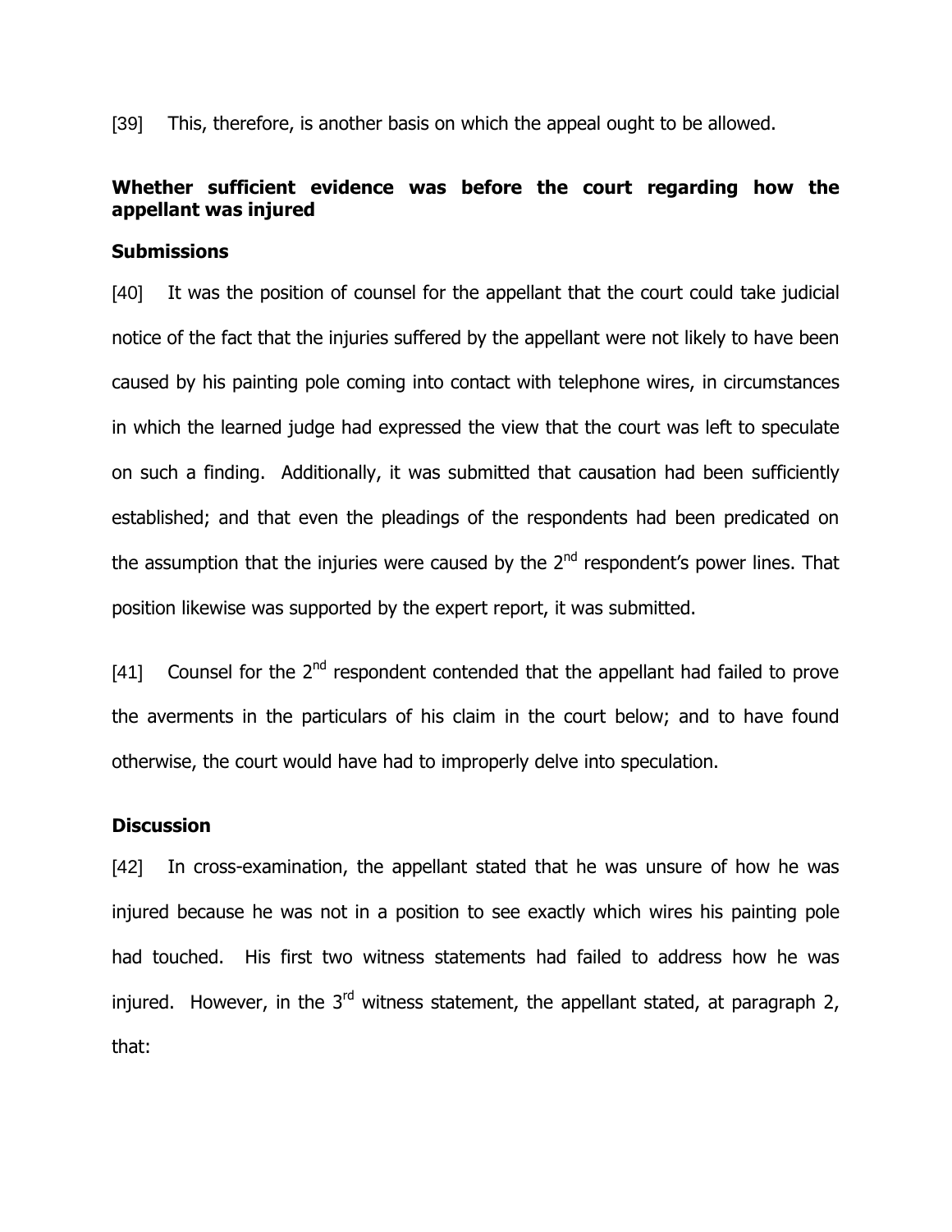[39] This, therefore, is another basis on which the appeal ought to be allowed.

### Whether sufficient evidence was before the court regarding how the appellant was injured

#### Submissions

[40] It was the position of counsel for the appellant that the court could take judicial notice of the fact that the injuries suffered by the appellant were not likely to have been caused by his painting pole coming into contact with telephone wires, in circumstances in which the learned judge had expressed the view that the court was left to speculate on such a finding. Additionally, it was submitted that causation had been sufficiently established; and that even the pleadings of the respondents had been predicated on the assumption that the injuries were caused by the 2nd respondent's power lines. That position likewise was supported by the expert report, it was submitted.

[41] Counsel for the 2nd respondent contended that the appellant had failed to prove the averments in the particulars of his claim in the court below; and to have found otherwise, the court would have had to improperly delve into speculation.

#### Discussion

[42] In cross-examination, the appellant stated that he was unsure of how he was injured because he was not in a position to see exactly which wires his painting pole had touched. His first two witness statements had failed to address how he was injured. However, in the 3rd witness statement, the appellant stated, at paragraph 2, that: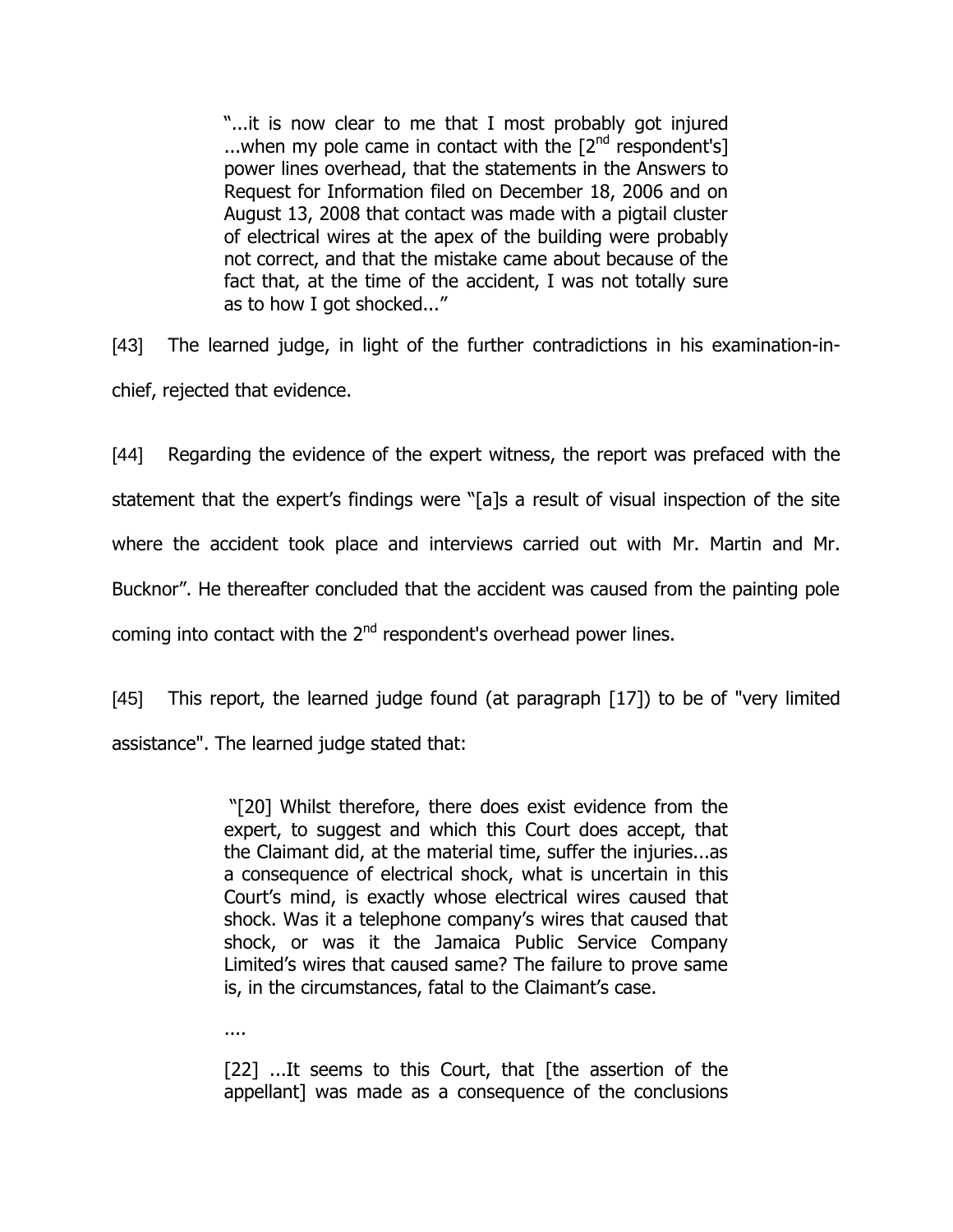> "...it is now clear to me that I most probably got injured ...when my pole came in contact with the [2nd respondent's] power lines overhead, that the statements in the Answers to Request for Information filed on December 18, 2006 and on August 13, 2008 that contact was made with a pigtail cluster of electrical wires at the apex of the building were probably not correct, and that the mistake came about because of the fact that, at the time of the accident, I was not totally sure as to how I got shocked..."

[43] The learned judge, in light of the further contradictions in his examination-in-chief, rejected that evidence.

[44] Regarding the evidence of the expert witness, the report was prefaced with the statement that the expert's findings were "[a]s a result of visual inspection of the site where the accident took place and interviews carried out with Mr. Martin and Mr. Bucknor". He thereafter concluded that the accident was caused from the painting pole coming into contact with the 2nd respondent's overhead power lines.

[45] This report, the learned judge found (at paragraph [17]) to be of "very limited assistance". The learned judge stated that:

> "[20] Whilst therefore, there does exist evidence from the expert, to suggest and which this Court does accept, that the Claimant did, at the material time, suffer the injuries...as a consequence of electrical shock, what is uncertain in this Court's mind, is exactly whose electrical wires caused that shock. Was it a telephone company's wires that caused that shock, or was it the Jamaica Public Service Company Limited's wires that caused same? The failure to prove same is, in the circumstances, fatal to the Claimant's case.
>
> ....
>
> [22] ...It seems to this Court, that [the assertion of the appellant] was made as a consequence of the conclusions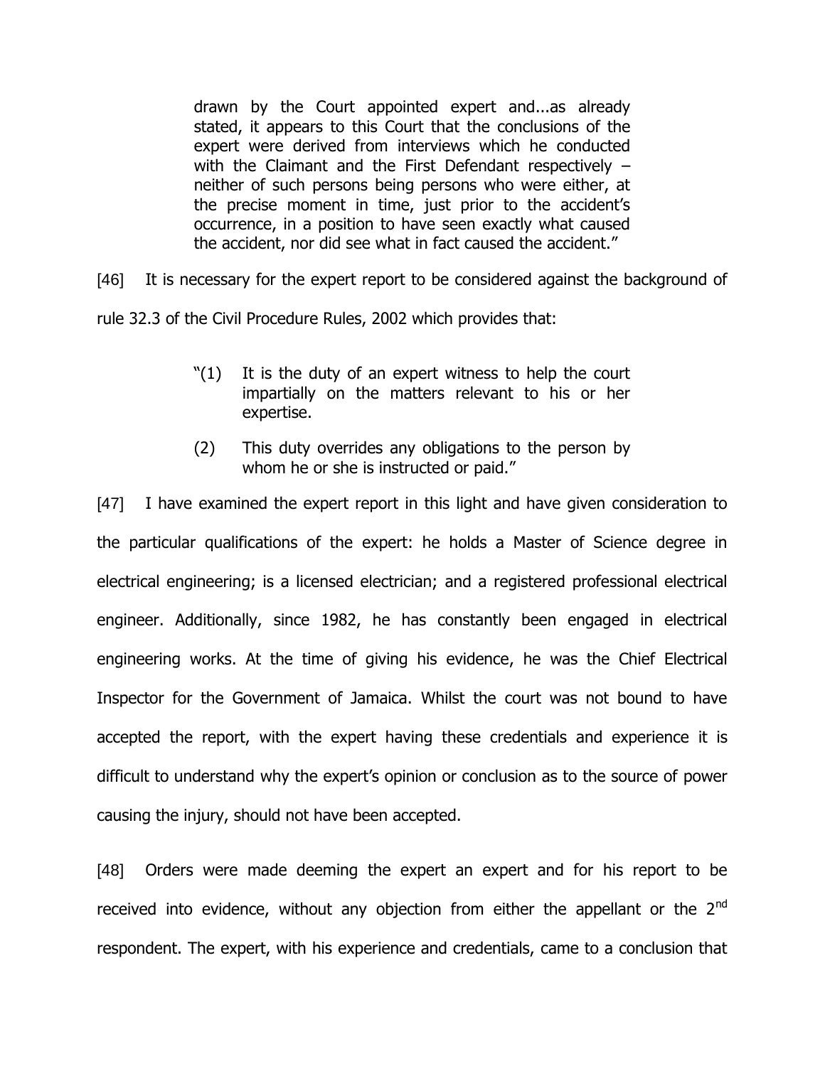> drawn by the Court appointed expert and...as already stated, it appears to this Court that the conclusions of the expert were derived from interviews which he conducted with the Claimant and the First Defendant respectively – neither of such persons being persons who were either, at the precise moment in time, just prior to the accident's occurrence, in a position to have seen exactly what caused the accident, nor did see what in fact caused the accident."

[46] It is necessary for the expert report to be considered against the background of rule 32.3 of the Civil Procedure Rules, 2002 which provides that:

> "(1) It is the duty of an expert witness to help the court impartially on the matters relevant to his or her expertise.
>
> (2) This duty overrides any obligations to the person by whom he or she is instructed or paid."

[47] I have examined the expert report in this light and have given consideration to the particular qualifications of the expert: he holds a Master of Science degree in electrical engineering; is a licensed electrician; and a registered professional electrical engineer. Additionally, since 1982, he has constantly been engaged in electrical engineering works. At the time of giving his evidence, he was the Chief Electrical Inspector for the Government of Jamaica. Whilst the court was not bound to have accepted the report, with the expert having these credentials and experience it is difficult to understand why the expert's opinion or conclusion as to the source of power causing the injury, should not have been accepted.

[48] Orders were made deeming the expert an expert and for his report to be received into evidence, without any objection from either the appellant or the 2nd respondent. The expert, with his experience and credentials, came to a conclusion that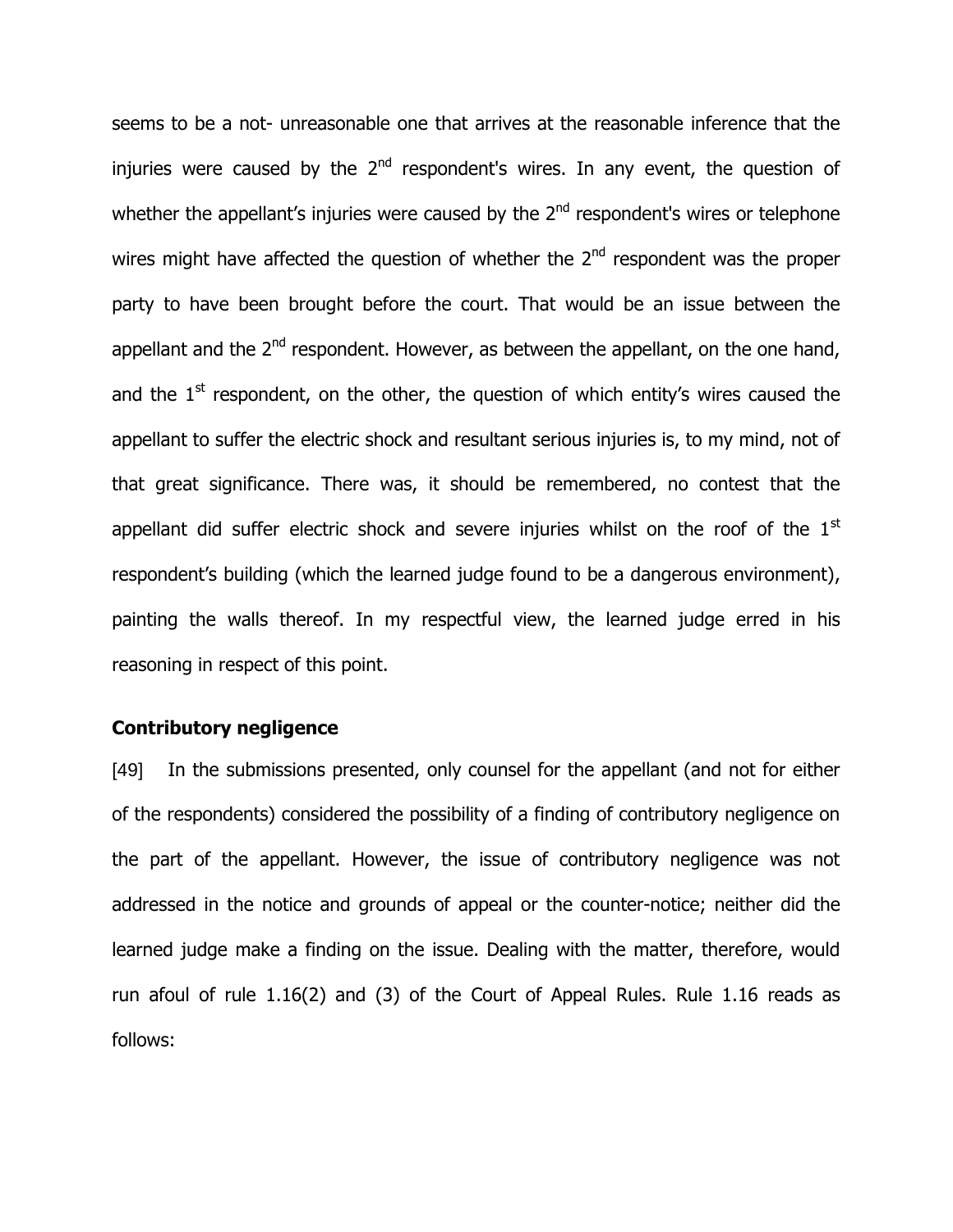seems to be a not- unreasonable one that arrives at the reasonable inference that the injuries were caused by the 2nd respondent's wires. In any event, the question of whether the appellant's injuries were caused by the 2nd respondent's wires or telephone wires might have affected the question of whether the 2nd respondent was the proper party to have been brought before the court. That would be an issue between the appellant and the 2nd respondent. However, as between the appellant, on the one hand, and the 1st respondent, on the other, the question of which entity's wires caused the appellant to suffer the electric shock and resultant serious injuries is, to my mind, not of that great significance. There was, it should be remembered, no contest that the appellant did suffer electric shock and severe injuries whilst on the roof of the 1st respondent's building (which the learned judge found to be a dangerous environment), painting the walls thereof. In my respectful view, the learned judge erred in his reasoning in respect of this point.

**Contributory negligence**

[49] In the submissions presented, only counsel for the appellant (and not for either of the respondents) considered the possibility of a finding of contributory negligence on the part of the appellant. However, the issue of contributory negligence was not addressed in the notice and grounds of appeal or the counter-notice; neither did the learned judge make a finding on the issue. Dealing with the matter, therefore, would run afoul of rule 1.16(2) and (3) of the Court of Appeal Rules. Rule 1.16 reads as follows: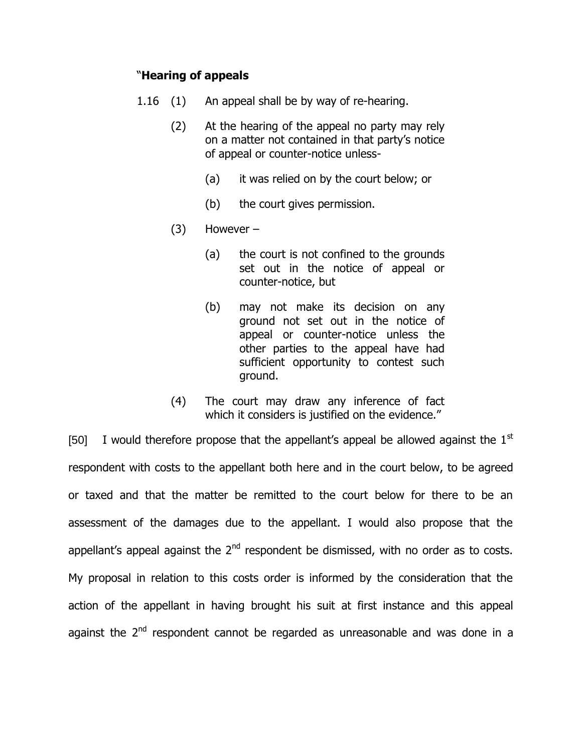"**Hearing of appeals**

1.16 (1) An appeal shall be by way of re-hearing.

(2) At the hearing of the appeal no party may rely on a matter not contained in that party's notice of appeal or counter-notice unless-

(a) it was relied on by the court below; or

(b) the court gives permission.

(3) However –

(a) the court is not confined to the grounds set out in the notice of appeal or counter-notice, but

(b) may not make its decision on any ground not set out in the notice of appeal or counter-notice unless the other parties to the appeal have had sufficient opportunity to contest such ground.

(4) The court may draw any inference of fact which it considers is justified on the evidence."

[50] I would therefore propose that the appellant's appeal be allowed against the 1st respondent with costs to the appellant both here and in the court below, to be agreed or taxed and that the matter be remitted to the court below for there to be an assessment of the damages due to the appellant. I would also propose that the appellant's appeal against the 2nd respondent be dismissed, with no order as to costs. My proposal in relation to this costs order is informed by the consideration that the action of the appellant in having brought his suit at first instance and this appeal against the 2nd respondent cannot be regarded as unreasonable and was done in a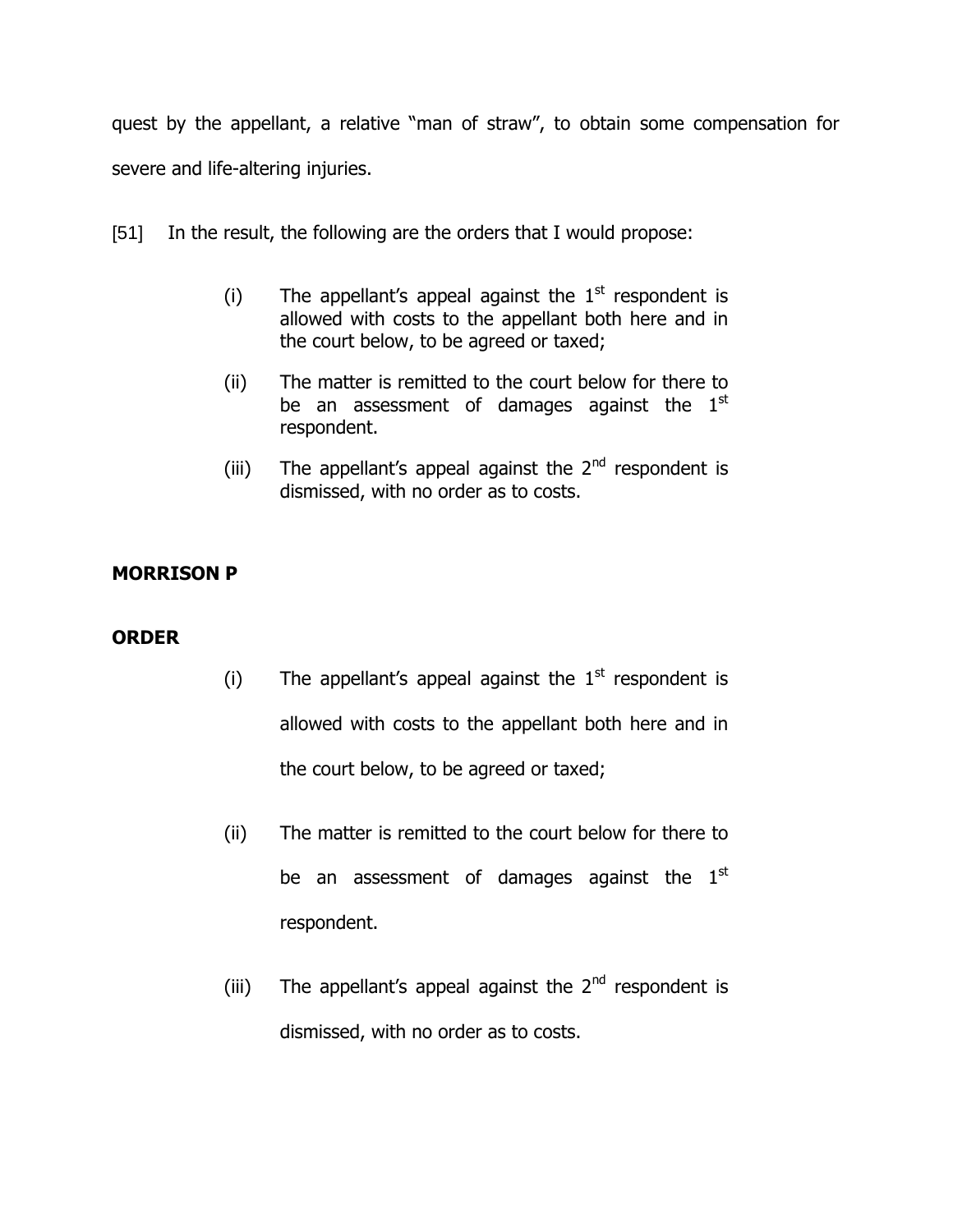quest by the appellant, a relative "man of straw", to obtain some compensation for severe and life-altering injuries.

[51] In the result, the following are the orders that I would propose:

> (i) The appellant's appeal against the 1st respondent is allowed with costs to the appellant both here and in the court below, to be agreed or taxed;
>
> (ii) The matter is remitted to the court below for there to be an assessment of damages against the 1st respondent.
>
> (iii) The appellant's appeal against the 2nd respondent is dismissed, with no order as to costs.

**MORRISON P**

**ORDER**

> (i) The appellant's appeal against the 1st respondent is allowed with costs to the appellant both here and in the court below, to be agreed or taxed;
>
> (ii) The matter is remitted to the court below for there to be an assessment of damages against the 1st respondent.
>
> (iii) The appellant's appeal against the 2nd respondent is dismissed, with no order as to costs.